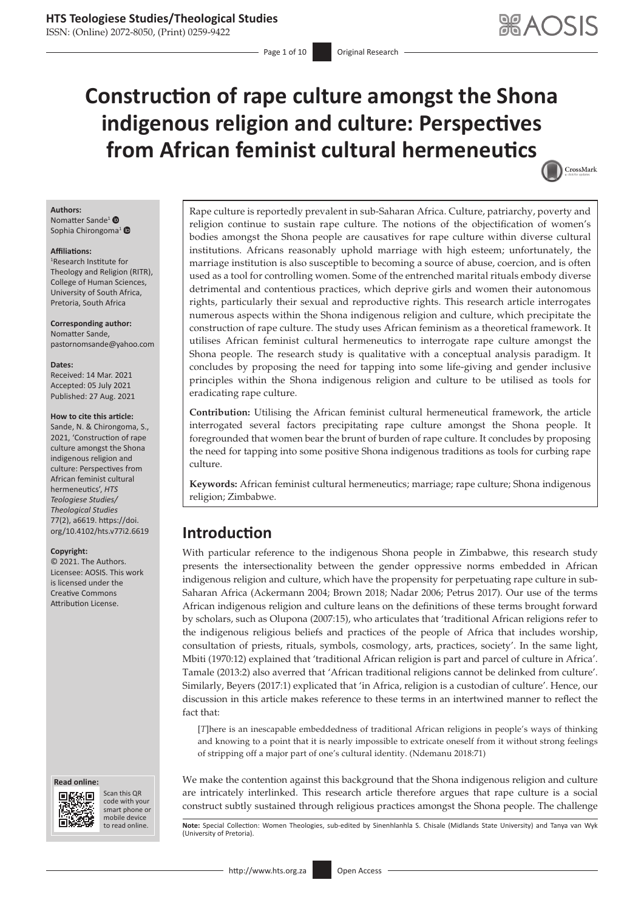# Construction of rape culture amongst the Shona indigenous religion and culture: Perspectives from African feminist cultural hermeneutics

**Authors:**
Nomatter Sande[1]
Sophia Chirongoma[1]

**Affiliations:**
[1]Research Institute for Theology and Religion (RITR), College of Human Sciences, University of South Africa, Pretoria, South Africa

**Corresponding author:**
Nomatter Sande,
pastornomsande@yahoo.com

**Dates:**
Received: 14 Mar. 2021
Accepted: 05 July 2021
Published: 27 Aug. 2021

**How to cite this article:**
Sande, N. & Chirongoma, S., 2021, 'Construction of rape culture amongst the Shona indigenous religion and culture: Perspectives from African feminist cultural hermeneutics', *HTS Teologiese Studies/ Theological Studies* 77(2), a6619. https://doi.org/10.4102/hts.v77i2.6619

**Copyright:**
© 2021. The Authors. Licensee: AOSIS. This work is licensed under the Creative Commons Attribution License.

Rape culture is reportedly prevalent in sub-Saharan Africa. Culture, patriarchy, poverty and religion continue to sustain rape culture. The notions of the objectification of women's bodies amongst the Shona people are causatives for rape culture within diverse cultural institutions. Africans reasonably uphold marriage with high esteem; unfortunately, the marriage institution is also susceptible to becoming a source of abuse, coercion, and is often used as a tool for controlling women. Some of the entrenched marital rituals embody diverse detrimental and contentious practices, which deprive girls and women their autonomous rights, particularly their sexual and reproductive rights. This research article interrogates numerous aspects within the Shona indigenous religion and culture, which precipitate the construction of rape culture. The study uses African feminism as a theoretical framework. It utilises African feminist cultural hermeneutics to interrogate rape culture amongst the Shona people. The research study is qualitative with a conceptual analysis paradigm. It concludes by proposing the need for tapping into some life-giving and gender inclusive principles within the Shona indigenous religion and culture to be utilised as tools for eradicating rape culture.

**Contribution:** Utilising the African feminist cultural hermeneutical framework, the article interrogated several factors precipitating rape culture amongst the Shona people. It foregrounded that women bear the brunt of burden of rape culture. It concludes by proposing the need for tapping into some positive Shona indigenous traditions as tools for curbing rape culture.

**Keywords:** African feminist cultural hermeneutics; marriage; rape culture; Shona indigenous religion; Zimbabwe.

## Introduction

With particular reference to the indigenous Shona people in Zimbabwe, this research study presents the intersectionality between the gender oppressive norms embedded in African indigenous religion and culture, which have the propensity for perpetuating rape culture in sub-Saharan Africa (Ackermann 2004; Brown 2018; Nadar 2006; Petrus 2017). Our use of the terms African indigenous religion and culture leans on the definitions of these terms brought forward by scholars, such as Olupona (2007:15), who articulates that 'traditional African religions refer to the indigenous religious beliefs and practices of the people of Africa that includes worship, consultation of priests, rituals, symbols, cosmology, arts, practices, society'. In the same light, Mbiti (1970:12) explained that 'traditional African religion is part and parcel of culture in Africa'. Tamale (2013:2) also averred that 'African traditional religions cannot be delinked from culture'. Similarly, Beyers (2017:1) explicated that 'in Africa, religion is a custodian of culture'. Hence, our discussion in this article makes reference to these terms in an intertwined manner to reflect the fact that:

> [*T*]here is an inescapable embeddedness of traditional African religions in people's ways of thinking and knowing to a point that it is nearly impossible to extricate oneself from it without strong feelings of stripping off a major part of one's cultural identity. (Ndemanu 2018:71)

We make the contention against this background that the Shona indigenous religion and culture are intricately interlinked. This research article therefore argues that rape culture is a social construct subtly sustained through religious practices amongst the Shona people. The challenge

**Note:** Special Collection: Women Theologies, sub-edited by Sinenhlanhla S. Chisale (Midlands State University) and Tanya van Wyk (University of Pretoria).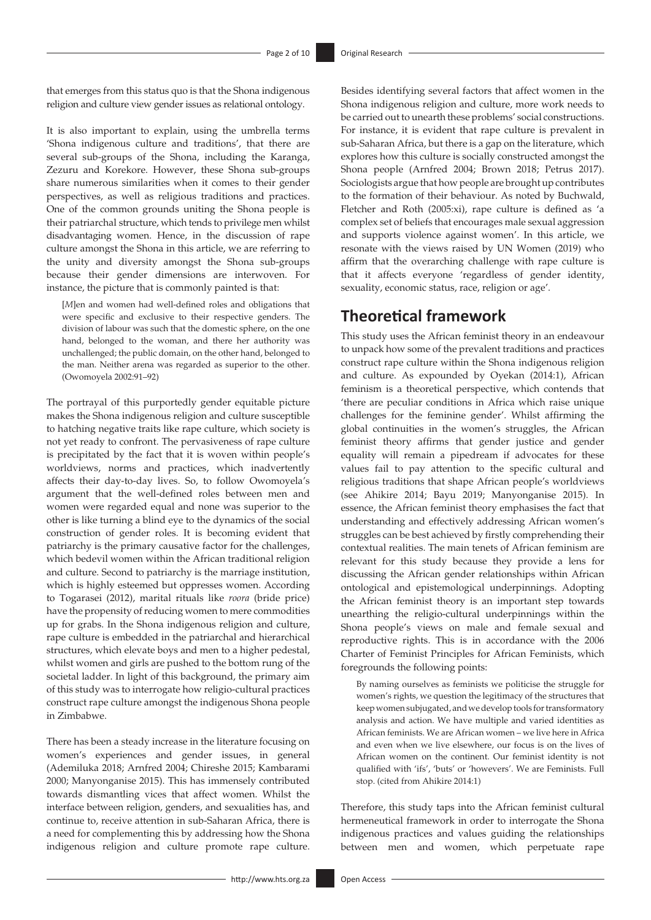that emerges from this status quo is that the Shona indigenous religion and culture view gender issues as relational ontology.

It is also important to explain, using the umbrella terms 'Shona indigenous culture and traditions', that there are several sub-groups of the Shona, including the Karanga, Zezuru and Korekore. However, these Shona sub-groups share numerous similarities when it comes to their gender perspectives, as well as religious traditions and practices. One of the common grounds uniting the Shona people is their patriarchal structure, which tends to privilege men whilst disadvantaging women. Hence, in the discussion of rape culture amongst the Shona in this article, we are referring to the unity and diversity amongst the Shona sub-groups because their gender dimensions are interwoven. For instance, the picture that is commonly painted is that:

> [*M*]en and women had well-defined roles and obligations that were specific and exclusive to their respective genders. The division of labour was such that the domestic sphere, on the one hand, belonged to the woman, and there her authority was unchallenged; the public domain, on the other hand, belonged to the man. Neither arena was regarded as superior to the other. (Owomoyela 2002:91–92)

The portrayal of this purportedly gender equitable picture makes the Shona indigenous religion and culture susceptible to hatching negative traits like rape culture, which society is not yet ready to confront. The pervasiveness of rape culture is precipitated by the fact that it is woven within people's worldviews, norms and practices, which inadvertently affects their day-to-day lives. So, to follow Owomoyela's argument that the well-defined roles between men and women were regarded equal and none was superior to the other is like turning a blind eye to the dynamics of the social construction of gender roles. It is becoming evident that patriarchy is the primary causative factor for the challenges, which bedevil women within the African traditional religion and culture. Second to patriarchy is the marriage institution, which is highly esteemed but oppresses women. According to Togarasei (2012), marital rituals like *roora* (bride price) have the propensity of reducing women to mere commodities up for grabs. In the Shona indigenous religion and culture, rape culture is embedded in the patriarchal and hierarchical structures, which elevate boys and men to a higher pedestal, whilst women and girls are pushed to the bottom rung of the societal ladder. In light of this background, the primary aim of this study was to interrogate how religio-cultural practices construct rape culture amongst the indigenous Shona people in Zimbabwe.

There has been a steady increase in the literature focusing on women's experiences and gender issues, in general (Ademiluka 2018; Arnfred 2004; Chireshe 2015; Kambarami 2000; Manyonganise 2015). This has immensely contributed towards dismantling vices that affect women. Whilst the interface between religion, genders, and sexualities has, and continue to, receive attention in sub-Saharan Africa, there is a need for complementing this by addressing how the Shona indigenous religion and culture promote rape culture. Besides identifying several factors that affect women in the Shona indigenous religion and culture, more work needs to be carried out to unearth these problems' social constructions. For instance, it is evident that rape culture is prevalent in sub-Saharan Africa, but there is a gap on the literature, which explores how this culture is socially constructed amongst the Shona people (Arnfred 2004; Brown 2018; Petrus 2017). Sociologists argue that how people are brought up contributes to the formation of their behaviour. As noted by Buchwald, Fletcher and Roth (2005:xi), rape culture is defined as 'a complex set of beliefs that encourages male sexual aggression and supports violence against women'. In this article, we resonate with the views raised by UN Women (2019) who affirm that the overarching challenge with rape culture is that it affects everyone 'regardless of gender identity, sexuality, economic status, race, religion or age'.

## Theoretical framework

This study uses the African feminist theory in an endeavour to unpack how some of the prevalent traditions and practices construct rape culture within the Shona indigenous religion and culture. As expounded by Oyekan (2014:1), African feminism is a theoretical perspective, which contends that 'there are peculiar conditions in Africa which raise unique challenges for the feminine gender'. Whilst affirming the global continuities in the women's struggles, the African feminist theory affirms that gender justice and gender equality will remain a pipedream if advocates for these values fail to pay attention to the specific cultural and religious traditions that shape African people's worldviews (see Ahikire 2014; Bayu 2019; Manyonganise 2015). In essence, the African feminist theory emphasises the fact that understanding and effectively addressing African women's struggles can be best achieved by firstly comprehending their contextual realities. The main tenets of African feminism are relevant for this study because they provide a lens for discussing the African gender relationships within African ontological and epistemological underpinnings. Adopting the African feminist theory is an important step towards unearthing the religio-cultural underpinnings within the Shona people's views on male and female sexual and reproductive rights. This is in accordance with the 2006 Charter of Feminist Principles for African Feminists, which foregrounds the following points:

> By naming ourselves as feminists we politicise the struggle for women's rights, we question the legitimacy of the structures that keep women subjugated, and we develop tools for transformatory analysis and action. We have multiple and varied identities as African feminists. We are African women – we live here in Africa and even when we live elsewhere, our focus is on the lives of African women on the continent. Our feminist identity is not qualified with 'ifs', 'buts' or 'howevers'. We are Feminists. Full stop. (cited from Ahikire 2014:1)

Therefore, this study taps into the African feminist cultural hermeneutical framework in order to interrogate the Shona indigenous practices and values guiding the relationships between men and women, which perpetuate rape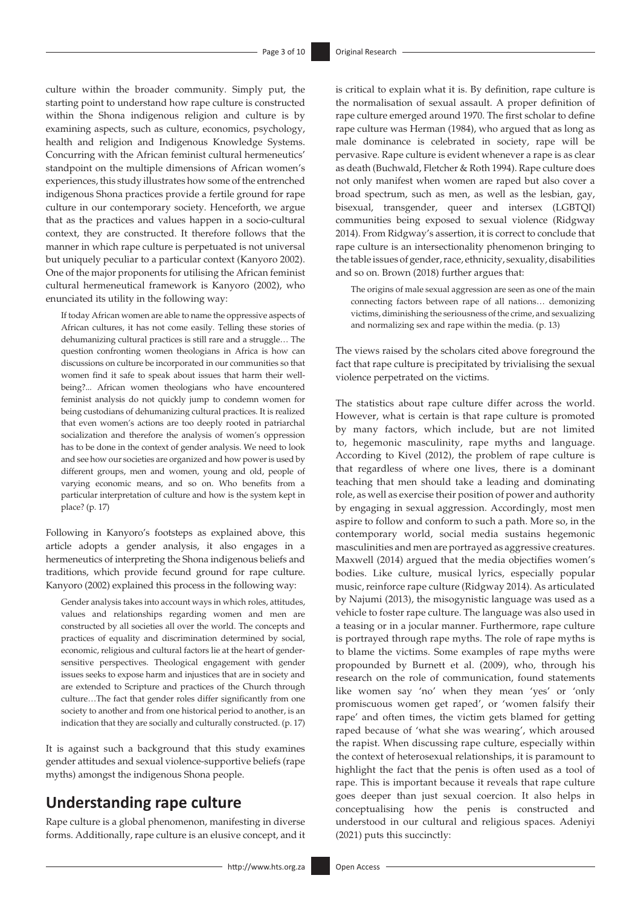culture within the broader community. Simply put, the starting point to understand how rape culture is constructed within the Shona indigenous religion and culture is by examining aspects, such as culture, economics, psychology, health and religion and Indigenous Knowledge Systems. Concurring with the African feminist cultural hermeneutics' standpoint on the multiple dimensions of African women's experiences, this study illustrates how some of the entrenched indigenous Shona practices provide a fertile ground for rape culture in our contemporary society. Henceforth, we argue that as the practices and values happen in a socio-cultural context, they are constructed. It therefore follows that the manner in which rape culture is perpetuated is not universal but uniquely peculiar to a particular context (Kanyoro 2002). One of the major proponents for utilising the African feminist cultural hermeneutical framework is Kanyoro (2002), who enunciated its utility in the following way:

> If today African women are able to name the oppressive aspects of African cultures, it has not come easily. Telling these stories of dehumanizing cultural practices is still rare and a struggle… The question confronting women theologians in Africa is how can discussions on culture be incorporated in our communities so that women find it safe to speak about issues that harm their well-being?... African women theologians who have encountered feminist analysis do not quickly jump to condemn women for being custodians of dehumanizing cultural practices. It is realized that even women's actions are too deeply rooted in patriarchal socialization and therefore the analysis of women's oppression has to be done in the context of gender analysis. We need to look and see how our societies are organized and how power is used by different groups, men and women, young and old, people of varying economic means, and so on. Who benefits from a particular interpretation of culture and how is the system kept in place? (p. 17)

Following in Kanyoro's footsteps as explained above, this article adopts a gender analysis, it also engages in a hermeneutics of interpreting the Shona indigenous beliefs and traditions, which provide fecund ground for rape culture. Kanyoro (2002) explained this process in the following way:

> Gender analysis takes into account ways in which roles, attitudes, values and relationships regarding women and men are constructed by all societies all over the world. The concepts and practices of equality and discrimination determined by social, economic, religious and cultural factors lie at the heart of gender-sensitive perspectives. Theological engagement with gender issues seeks to expose harm and injustices that are in society and are extended to Scripture and practices of the Church through culture…The fact that gender roles differ significantly from one society to another and from one historical period to another, is an indication that they are socially and culturally constructed. (p. 17)

It is against such a background that this study examines gender attitudes and sexual violence-supportive beliefs (rape myths) amongst the indigenous Shona people.

## Understanding rape culture

Rape culture is a global phenomenon, manifesting in diverse forms. Additionally, rape culture is an elusive concept, and it is critical to explain what it is. By definition, rape culture is the normalisation of sexual assault. A proper definition of rape culture emerged around 1970. The first scholar to define rape culture was Herman (1984), who argued that as long as male dominance is celebrated in society, rape will be pervasive. Rape culture is evident whenever a rape is as clear as death (Buchwald, Fletcher & Roth 1994). Rape culture does not only manifest when women are raped but also cover a broad spectrum, such as men, as well as the lesbian, gay, bisexual, transgender, queer and intersex (LGBTQI) communities being exposed to sexual violence (Ridgway 2014). From Ridgway's assertion, it is correct to conclude that rape culture is an intersectionality phenomenon bringing to the table issues of gender, race, ethnicity, sexuality, disabilities and so on. Brown (2018) further argues that:

> The origins of male sexual aggression are seen as one of the main connecting factors between rape of all nations… demonizing victims, diminishing the seriousness of the crime, and sexualizing and normalizing sex and rape within the media. (p. 13)

The views raised by the scholars cited above foreground the fact that rape culture is precipitated by trivialising the sexual violence perpetrated on the victims.

The statistics about rape culture differ across the world. However, what is certain is that rape culture is promoted by many factors, which include, but are not limited to, hegemonic masculinity, rape myths and language. According to Kivel (2012), the problem of rape culture is that regardless of where one lives, there is a dominant teaching that men should take a leading and dominating role, as well as exercise their position of power and authority by engaging in sexual aggression. Accordingly, most men aspire to follow and conform to such a path. More so, in the contemporary world, social media sustains hegemonic masculinities and men are portrayed as aggressive creatures. Maxwell (2014) argued that the media objectifies women's bodies. Like culture, musical lyrics, especially popular music, reinforce rape culture (Ridgway 2014). As articulated by Najumi (2013), the misogynistic language was used as a vehicle to foster rape culture. The language was also used in a teasing or in a jocular manner. Furthermore, rape culture is portrayed through rape myths. The role of rape myths is to blame the victims. Some examples of rape myths were propounded by Burnett et al. (2009), who, through his research on the role of communication, found statements like women say 'no' when they mean 'yes' or 'only promiscuous women get raped', or 'women falsify their rape' and often times, the victim gets blamed for getting raped because of 'what she was wearing', which aroused the rapist. When discussing rape culture, especially within the context of heterosexual relationships, it is paramount to highlight the fact that the penis is often used as a tool of rape. This is important because it reveals that rape culture goes deeper than just sexual coercion. It also helps in conceptualising how the penis is constructed and understood in our cultural and religious spaces. Adeniyi (2021) puts this succinctly: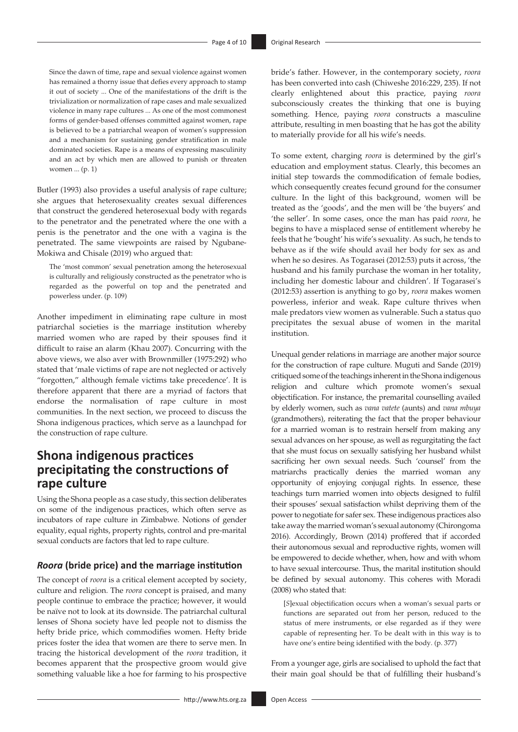> Since the dawn of time, rape and sexual violence against women has remained a thorny issue that defies every approach to stamp it out of society ... One of the manifestations of the drift is the trivialization or normalization of rape cases and male sexualized violence in many rape cultures ... As one of the most commonest forms of gender-based offenses committed against women, rape is believed to be a patriarchal weapon of women's suppression and a mechanism for sustaining gender stratification in male dominated societies. Rape is a means of expressing masculinity and an act by which men are allowed to punish or threaten women ... (p. 1)

Butler (1993) also provides a useful analysis of rape culture; she argues that heterosexuality creates sexual differences that construct the gendered heterosexual body with regards to the penetrator and the penetrated where the one with a penis is the penetrator and the one with a vagina is the penetrated. The same viewpoints are raised by Ngubane-Mokiwa and Chisale (2019) who argued that:

> The 'most common' sexual penetration among the heterosexual is culturally and religiously constructed as the penetrator who is regarded as the powerful on top and the penetrated and powerless under. (p. 109)

Another impediment in eliminating rape culture in most patriarchal societies is the marriage institution whereby married women who are raped by their spouses find it difficult to raise an alarm (Khau 2007). Concurring with the above views, we also aver with Brownmiller (1975:292) who stated that 'male victims of rape are not neglected or actively "forgotten," although female victims take precedence'. It is therefore apparent that there are a myriad of factors that endorse the normalisation of rape culture in most communities. In the next section, we proceed to discuss the Shona indigenous practices, which serve as a launchpad for the construction of rape culture.

## Shona indigenous practices precipitating the constructions of rape culture

Using the Shona people as a case study, this section deliberates on some of the indigenous practices, which often serve as incubators of rape culture in Zimbabwe. Notions of gender equality, equal rights, property rights, control and pre-marital sexual conducts are factors that led to rape culture.

### *Roora* (bride price) and the marriage institution

The concept of *roora* is a critical element accepted by society, culture and religion. The *roora* concept is praised, and many people continue to embrace the practice; however, it would be naïve not to look at its downside. The patriarchal cultural lenses of Shona society have led people not to dismiss the hefty bride price, which commodifies women. Hefty bride prices foster the idea that women are there to serve men. In tracing the historical development of the *roora* tradition, it becomes apparent that the prospective groom would give something valuable like a hoe for farming to his prospective bride's father. However, in the contemporary society, *roora* has been converted into cash (Chiweshe 2016:229, 235). If not clearly enlightened about this practice, paying *roora* subconsciously creates the thinking that one is buying something. Hence, paying *roora* constructs a masculine attribute, resulting in men boasting that he has got the ability to materially provide for all his wife's needs.

To some extent, charging *roora* is determined by the girl's education and employment status. Clearly, this becomes an initial step towards the commodification of female bodies, which consequently creates fecund ground for the consumer culture. In the light of this background, women will be treated as the 'goods', and the men will be 'the buyers' and 'the seller'. In some cases, once the man has paid *roora*, he begins to have a misplaced sense of entitlement whereby he feels that he 'bought' his wife's sexuality. As such, he tends to behave as if the wife should avail her body for sex as and when he so desires. As Togarasei (2012:53) puts it across, 'the husband and his family purchase the woman in her totality, including her domestic labour and children'. If Togarasei's (2012:53) assertion is anything to go by, *roora* makes women powerless, inferior and weak. Rape culture thrives when male predators view women as vulnerable. Such a status quo precipitates the sexual abuse of women in the marital institution.

Unequal gender relations in marriage are another major source for the construction of rape culture. Muguti and Sande (2019) critiqued some of the teachings inherent in the Shona indigenous religion and culture which promote women's sexual objectification. For instance, the premarital counselling availed by elderly women, such as *vana vatete* (aunts) and *vana mbuya* (grandmothers), reiterating the fact that the proper behaviour for a married woman is to restrain herself from making any sexual advances on her spouse, as well as regurgitating the fact that she must focus on sexually satisfying her husband whilst sacrificing her own sexual needs. Such 'counsel' from the matriarchs practically denies the married woman any opportunity of enjoying conjugal rights. In essence, these teachings turn married women into objects designed to fulfil their spouses' sexual satisfaction whilst depriving them of the power to negotiate for safer sex. These indigenous practices also take away the married woman's sexual autonomy (Chirongoma 2016). Accordingly, Brown (2014) proffered that if accorded their autonomous sexual and reproductive rights, women will be empowered to decide whether, when, how and with whom to have sexual intercourse. Thus, the marital institution should be defined by sexual autonomy. This coheres with Moradi (2008) who stated that:

> [*S*]exual objectification occurs when a woman's sexual parts or functions are separated out from her person, reduced to the status of mere instruments, or else regarded as if they were capable of representing her. To be dealt with in this way is to have one's entire being identified with the body. (p. 377)

From a younger age, girls are socialised to uphold the fact that their main goal should be that of fulfilling their husband's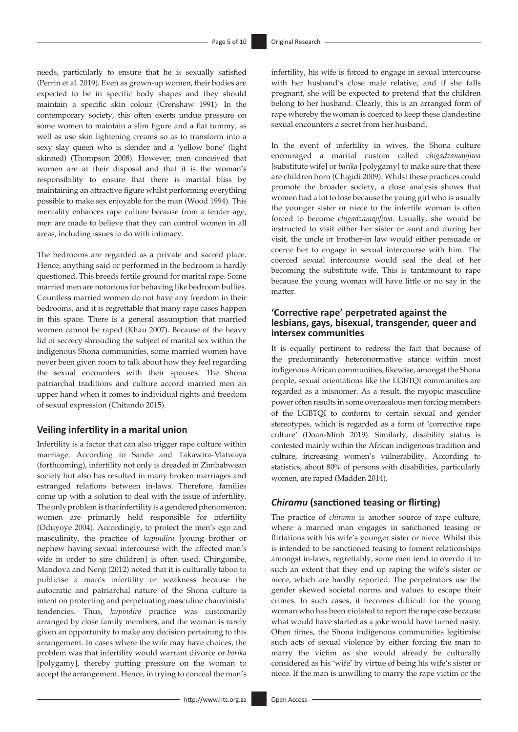needs, particularly to ensure that he is sexually satisfied (Perrin et al. 2019). Even as grown-up women, their bodies are expected to be in specific body shapes and they should maintain a specific skin colour (Crenshaw 1991). In the contemporary society, this often exerts undue pressure on some women to maintain a slim figure and a flat tummy, as well as use skin lightening creams so as to transform into a sexy slay queen who is slender and a 'yellow bone' (light skinned) (Thompson 2008). However, men conceived that women are at their disposal and that it is the woman's responsibility to ensure that there is marital bliss by maintaining an attractive figure whilst performing everything possible to make sex enjoyable for the man (Wood 1994). This mentality enhances rape culture because from a tender age, men are made to believe that they can control women in all areas, including issues to do with intimacy.

The bedrooms are regarded as a private and sacred place. Hence, anything said or performed in the bedroom is hardly questioned. This breeds fertile ground for marital rape. Some married men are notorious for behaving like bedroom bullies. Countless married women do not have any freedom in their bedrooms, and it is regrettable that many rape cases happen in this space. There is a general assumption that married women cannot be raped (Khau 2007). Because of the heavy lid of secrecy shrouding the subject of marital sex within the indigenous Shona communities, some married women have never been given room to talk about how they feel regarding the sexual encounters with their spouses. The Shona patriarchal traditions and culture accord married men an upper hand when it comes to individual rights and freedom of sexual expression (Chitando 2015).

### Veiling infertility in a marital union

Infertility is a factor that can also trigger rape culture within marriage. According to Sande and Takawira-Matwaya (forthcoming), infertility not only is dreaded in Zimbabwean society but also has resulted in many broken marriages and estranged relations between in-laws. Therefore, families come up with a solution to deal with the issue of infertility. The only problem is that infertility is a gendered phenomenon; women are primarily held responsible for infertility (Oduyoye 2004). Accordingly, to protect the men's ego and masculinity, the practice of *kupindira* [young brother or nephew having sexual intercourse with the affected man's wife in order to sire children] is often used. Chingombe, Mandova and Nenji (2012) noted that it is culturally taboo to publicise a man's infertility or weakness because the autocratic and patriarchal nature of the Shona culture is intent on protecting and perpetuating masculine chauvinistic tendencies. Thus, *kupindira* practice was customarily arranged by close family members, and the woman is rarely given an opportunity to make any decision pertaining to this arrangement. In cases where the wife may have choices, the problem was that infertility would warrant divorce or *barika* [polygamy], thereby putting pressure on the woman to accept the arrangement. Hence, in trying to conceal the man's infertility, his wife is forced to engage in sexual intercourse with her husband's close male relative, and if she falls pregnant, she will be expected to pretend that the children belong to her husband. Clearly, this is an arranged form of rape whereby the woman is coerced to keep these clandestine sexual encounters a secret from her husband.

In the event of infertility in wives, the Shona culture encouraged a marital custom called *chigadzamapfiwa* [substitute wife] or *barika* [polygamy] to make sure that there are children born (Chigidi 2009). Whilst these practices could promote the broader society, a close analysis shows that women had a lot to lose because the young girl who is usually the younger sister or niece to the infertile woman is often forced to become *chigadzamapfiwa*. Usually, she would be instructed to visit either her sister or aunt and during her visit, the uncle or brother-in law would either persuade or coerce her to engage in sexual intercourse with him. The coerced sexual intercourse would seal the deal of her becoming the substitute wife. This is tantamount to rape because the young woman will have little or no say in the matter.

### 'Corrective rape' perpetrated against the lesbians, gays, bisexual, transgender, queer and intersex communities

It is equally pertinent to redress the fact that because of the predominantly heteronormative stance within most indigenous African communities, likewise, amongst the Shona people, sexual orientations like the LGBTQI communities are regarded as a misnomer. As a result, the myopic masculine power often results in some overzealous men forcing members of the LGBTQI to conform to certain sexual and gender stereotypes, which is regarded as a form of 'corrective rape culture' (Doan-Minh 2019). Similarly, disability status is contested mainly within the African indigenous tradition and culture, increasing women's vulnerability. According to statistics, about 80% of persons with disabilities, particularly women, are raped (Madden 2014).

### *Chiramu* (sanctioned teasing or flirting)

The practice of *chiramu* is another source of rape culture, where a married man engages in sanctioned teasing or flirtations with his wife's younger sister or niece. Whilst this is intended to be sanctioned teasing to foment relationships amongst in-laws, regrettably, some men tend to overdo it to such an extent that they end up raping the wife's sister or niece, which are hardly reported. The perpetrators use the gender skewed societal norms and values to escape their crimes. In such cases, it becomes difficult for the young woman who has been violated to report the rape case because what would have started as a joke would have turned nasty. Often times, the Shona indigenous communities legitimise such acts of sexual violence by either forcing the man to marry the victim as she would already be culturally considered as his 'wife' by virtue of being his wife's sister or niece. If the man is unwilling to marry the rape victim or the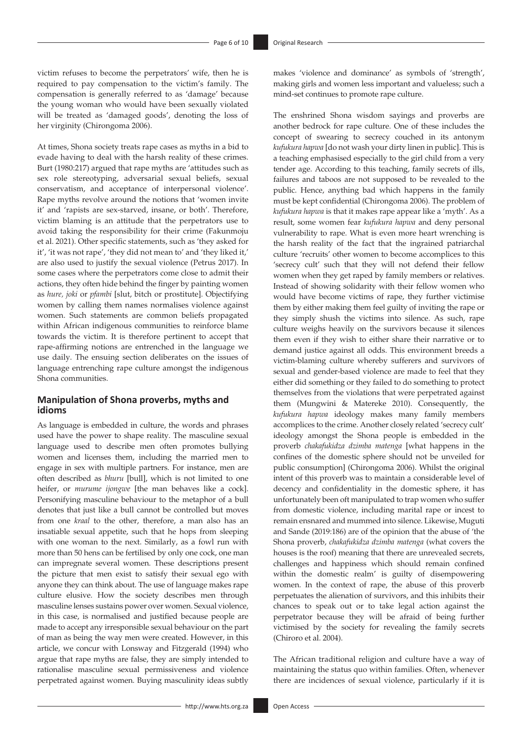victim refuses to become the perpetrators' wife, then he is required to pay compensation to the victim's family. The compensation is generally referred to as 'damage' because the young woman who would have been sexually violated will be treated as 'damaged goods', denoting the loss of her virginity (Chirongoma 2006).

At times, Shona society treats rape cases as myths in a bid to evade having to deal with the harsh reality of these crimes. Burt (1980:217) argued that rape myths are 'attitudes such as sex role stereotyping, adversarial sexual beliefs, sexual conservatism, and acceptance of interpersonal violence'. Rape myths revolve around the notions that 'women invite it' and 'rapists are sex-starved, insane, or both'. Therefore, victim blaming is an attitude that the perpetrators use to avoid taking the responsibility for their crime (Fakunmoju et al. 2021). Other specific statements, such as 'they asked for it', 'it was not rape', 'they did not mean to' and 'they liked it,' are also used to justify the sexual violence (Petrus 2017). In some cases where the perpetrators come close to admit their actions, they often hide behind the finger by painting women as *hure, joki* or *pfambi* [slut, bitch or prostitute]. Objectifying women by calling them names normalises violence against women. Such statements are common beliefs propagated within African indigenous communities to reinforce blame towards the victim. It is therefore pertinent to accept that rape-affirming notions are entrenched in the language we use daily. The ensuing section deliberates on the issues of language entrenching rape culture amongst the indigenous Shona communities.

## Manipulation of Shona proverbs, myths and idioms

As language is embedded in culture, the words and phrases used have the power to shape reality. The masculine sexual language used to describe men often promotes bullying women and licenses them, including the married men to engage in sex with multiple partners. For instance, men are often described as *bhuru* [bull], which is not limited to one heifer, or *murume ijongwe* [the man behaves like a cock]. Personifying masculine behaviour to the metaphor of a bull denotes that just like a bull cannot be controlled but moves from one *kraal* to the other, therefore, a man also has an insatiable sexual appetite, such that he hops from sleeping with one woman to the next. Similarly, as a fowl run with more than 50 hens can be fertilised by only one cock, one man can impregnate several women. These descriptions present the picture that men exist to satisfy their sexual ego with anyone they can think about. The use of language makes rape culture elusive. How the society describes men through masculine lenses sustains power over women. Sexual violence, in this case, is normalised and justified because people are made to accept any irresponsible sexual behaviour on the part of man as being the way men were created. However, in this article, we concur with Lonsway and Fitzgerald (1994) who argue that rape myths are false, they are simply intended to rationalise masculine sexual permissiveness and violence perpetrated against women. Buying masculinity ideas subtly makes 'violence and dominance' as symbols of 'strength', making girls and women less important and valueless; such a mind-set continues to promote rape culture.

The enshrined Shona wisdom sayings and proverbs are another bedrock for rape culture. One of these includes the concept of swearing to secrecy couched in its antonym *kufukura hapwa* [do not wash your dirty linen in public]. This is a teaching emphasised especially to the girl child from a very tender age. According to this teaching, family secrets of ills, failures and taboos are not supposed to be revealed to the public. Hence, anything bad which happens in the family must be kept confidential (Chirongoma 2006). The problem of *kufukura hapwa* is that it makes rape appear like a 'myth'. As a result, some women fear *kufukura hapwa* and deny personal vulnerability to rape. What is even more heart wrenching is the harsh reality of the fact that the ingrained patriarchal culture 'recruits' other women to become accomplices to this 'secrecy cult' such that they will not defend their fellow women when they get raped by family members or relatives. Instead of showing solidarity with their fellow women who would have become victims of rape, they further victimise them by either making them feel guilty of inviting the rape or they simply shush the victims into silence. As such, rape culture weighs heavily on the survivors because it silences them even if they wish to either share their narrative or to demand justice against all odds. This environment breeds a victim-blaming culture whereby sufferers and survivors of sexual and gender-based violence are made to feel that they either did something or they failed to do something to protect themselves from the violations that were perpetrated against them (Mungwini & Matereke 2010). Consequently, the *kufukura hapwa* ideology makes many family members accomplices to the crime. Another closely related 'secrecy cult' ideology amongst the Shona people is embedded in the proverb *chakafukidza dzimba matenga* [what happens in the confines of the domestic sphere should not be unveiled for public consumption] (Chirongoma 2006). Whilst the original intent of this proverb was to maintain a considerable level of decency and confidentiality in the domestic sphere, it has unfortunately been oft manipulated to trap women who suffer from domestic violence, including marital rape or incest to remain ensnared and mummed into silence. Likewise, Muguti and Sande (2019:186) are of the opinion that the abuse of 'the Shona proverb, *chakafukidza dzimba matenga* (what covers the houses is the roof) meaning that there are unrevealed secrets, challenges and happiness which should remain confined within the domestic realm' is guilty of disempowering women. In the context of rape, the abuse of this proverb perpetuates the alienation of survivors, and this inhibits their chances to speak out or to take legal action against the perpetrator because they will be afraid of being further victimised by the society for revealing the family secrets (Chiroro et al. 2004).

The African traditional religion and culture have a way of maintaining the status quo within families. Often, whenever there are incidences of sexual violence, particularly if it is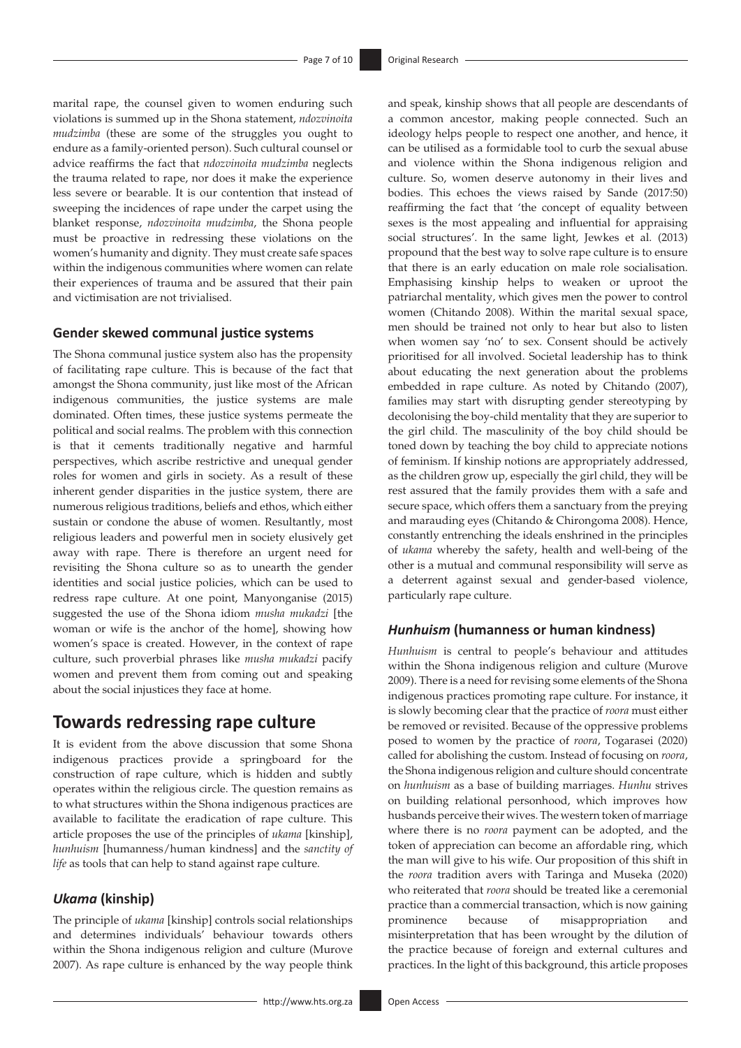marital rape, the counsel given to women enduring such violations is summed up in the Shona statement, *ndozvinoita mudzimba* (these are some of the struggles you ought to endure as a family-oriented person). Such cultural counsel or advice reaffirms the fact that *ndozvinoita mudzimba* neglects the trauma related to rape, nor does it make the experience less severe or bearable. It is our contention that instead of sweeping the incidences of rape under the carpet using the blanket response, *ndozvinoita mudzimba*, the Shona people must be proactive in redressing these violations on the women's humanity and dignity. They must create safe spaces within the indigenous communities where women can relate their experiences of trauma and be assured that their pain and victimisation are not trivialised.

### Gender skewed communal justice systems

The Shona communal justice system also has the propensity of facilitating rape culture. This is because of the fact that amongst the Shona community, just like most of the African indigenous communities, the justice systems are male dominated. Often times, these justice systems permeate the political and social realms. The problem with this connection is that it cements traditionally negative and harmful perspectives, which ascribe restrictive and unequal gender roles for women and girls in society. As a result of these inherent gender disparities in the justice system, there are numerous religious traditions, beliefs and ethos, which either sustain or condone the abuse of women. Resultantly, most religious leaders and powerful men in society elusively get away with rape. There is therefore an urgent need for revisiting the Shona culture so as to unearth the gender identities and social justice policies, which can be used to redress rape culture. At one point, Manyonganise (2015) suggested the use of the Shona idiom *musha mukadzi* [the woman or wife is the anchor of the home], showing how women's space is created. However, in the context of rape culture, such proverbial phrases like *musha mukadzi* pacify women and prevent them from coming out and speaking about the social injustices they face at home.

## Towards redressing rape culture

It is evident from the above discussion that some Shona indigenous practices provide a springboard for the construction of rape culture, which is hidden and subtly operates within the religious circle. The question remains as to what structures within the Shona indigenous practices are available to facilitate the eradication of rape culture. This article proposes the use of the principles of *ukama* [kinship], *hunhuism* [humanness/human kindness] and the *sanctity of life* as tools that can help to stand against rape culture.

### *Ukama* (kinship)

The principle of *ukama* [kinship] controls social relationships and determines individuals' behaviour towards others within the Shona indigenous religion and culture (Murove 2007). As rape culture is enhanced by the way people think and speak, kinship shows that all people are descendants of a common ancestor, making people connected. Such an ideology helps people to respect one another, and hence, it can be utilised as a formidable tool to curb the sexual abuse and violence within the Shona indigenous religion and culture. So, women deserve autonomy in their lives and bodies. This echoes the views raised by Sande (2017:50) reaffirming the fact that 'the concept of equality between sexes is the most appealing and influential for appraising social structures'. In the same light, Jewkes et al. (2013) propound that the best way to solve rape culture is to ensure that there is an early education on male role socialisation. Emphasising kinship helps to weaken or uproot the patriarchal mentality, which gives men the power to control women (Chitando 2008). Within the marital sexual space, men should be trained not only to hear but also to listen when women say 'no' to sex. Consent should be actively prioritised for all involved. Societal leadership has to think about educating the next generation about the problems embedded in rape culture. As noted by Chitando (2007), families may start with disrupting gender stereotyping by decolonising the boy-child mentality that they are superior to the girl child. The masculinity of the boy child should be toned down by teaching the boy child to appreciate notions of feminism. If kinship notions are appropriately addressed, as the children grow up, especially the girl child, they will be rest assured that the family provides them with a safe and secure space, which offers them a sanctuary from the preying and marauding eyes (Chitando & Chirongoma 2008). Hence, constantly entrenching the ideals enshrined in the principles of *ukama* whereby the safety, health and well-being of the other is a mutual and communal responsibility will serve as a deterrent against sexual and gender-based violence, particularly rape culture.

### *Hunhuism* (humanness or human kindness)

*Hunhuism* is central to people's behaviour and attitudes within the Shona indigenous religion and culture (Murove 2009). There is a need for revising some elements of the Shona indigenous practices promoting rape culture. For instance, it is slowly becoming clear that the practice of *roora* must either be removed or revisited. Because of the oppressive problems posed to women by the practice of *roora*, Togarasei (2020) called for abolishing the custom. Instead of focusing on *roora*, the Shona indigenous religion and culture should concentrate on *hunhuism* as a base of building marriages. *Hunhu* strives on building relational personhood, which improves how husbands perceive their wives. The western token of marriage where there is no *roora* payment can be adopted, and the token of appreciation can become an affordable ring, which the man will give to his wife. Our proposition of this shift in the *roora* tradition avers with Taringa and Museka (2020) who reiterated that *roora* should be treated like a ceremonial practice than a commercial transaction, which is now gaining prominence because of misappropriation and misinterpretation that has been wrought by the dilution of the practice because of foreign and external cultures and practices. In the light of this background, this article proposes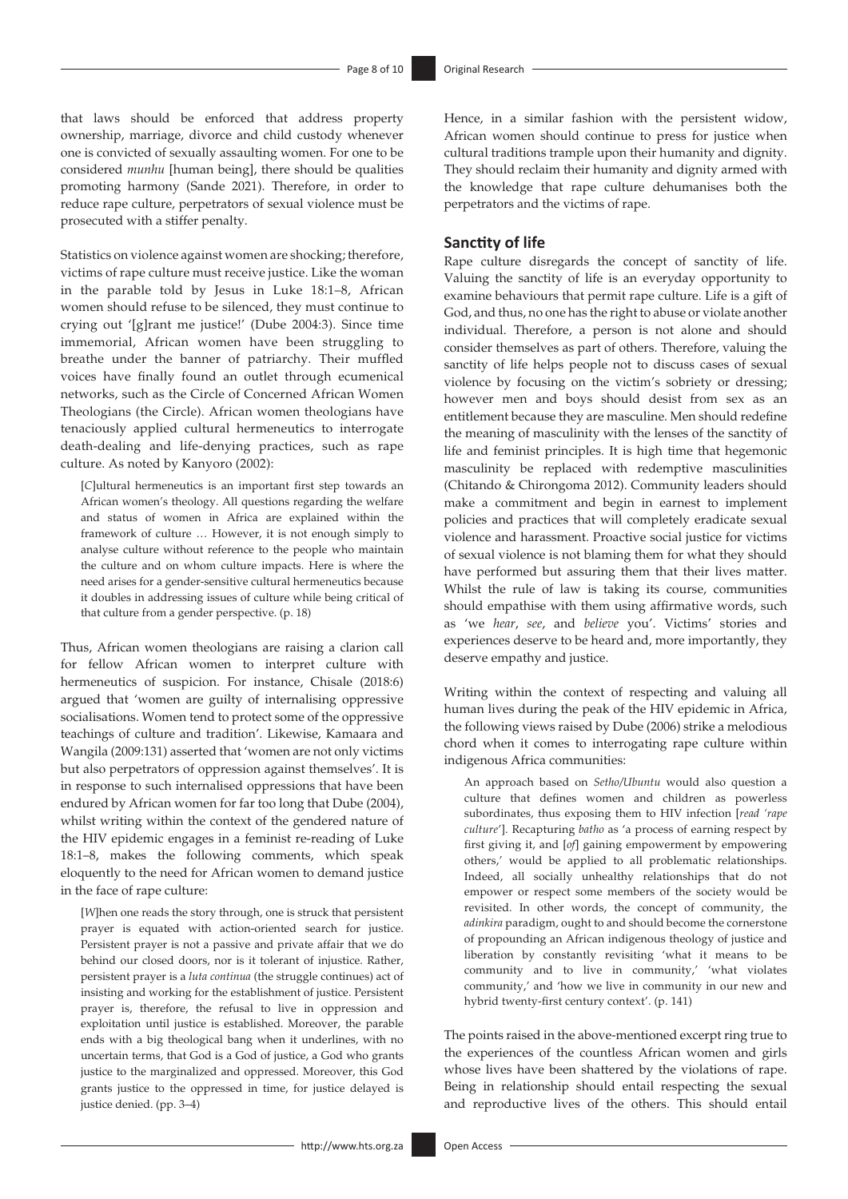that laws should be enforced that address property ownership, marriage, divorce and child custody whenever one is convicted of sexually assaulting women. For one to be considered *munhu* [human being], there should be qualities promoting harmony (Sande 2021). Therefore, in order to reduce rape culture, perpetrators of sexual violence must be prosecuted with a stiffer penalty.

Statistics on violence against women are shocking; therefore, victims of rape culture must receive justice. Like the woman in the parable told by Jesus in Luke 18:1–8, African women should refuse to be silenced, they must continue to crying out '[g]rant me justice!' (Dube 2004:3). Since time immemorial, African women have been struggling to breathe under the banner of patriarchy. Their muffled voices have finally found an outlet through ecumenical networks, such as the Circle of Concerned African Women Theologians (the Circle). African women theologians have tenaciously applied cultural hermeneutics to interrogate death-dealing and life-denying practices, such as rape culture. As noted by Kanyoro (2002):

> [C]ultural hermeneutics is an important first step towards an African women's theology. All questions regarding the welfare and status of women in Africa are explained within the framework of culture … However, it is not enough simply to analyse culture without reference to the people who maintain the culture and on whom culture impacts. Here is where the need arises for a gender-sensitive cultural hermeneutics because it doubles in addressing issues of culture while being critical of that culture from a gender perspective. (p. 18)

Thus, African women theologians are raising a clarion call for fellow African women to interpret culture with hermeneutics of suspicion. For instance, Chisale (2018:6) argued that 'women are guilty of internalising oppressive socialisations. Women tend to protect some of the oppressive teachings of culture and tradition'. Likewise, Kamaara and Wangila (2009:131) asserted that 'women are not only victims but also perpetrators of oppression against themselves'. It is in response to such internalised oppressions that have been endured by African women for far too long that Dube (2004), whilst writing within the context of the gendered nature of the HIV epidemic engages in a feminist re-reading of Luke 18:1–8, makes the following comments, which speak eloquently to the need for African women to demand justice in the face of rape culture:

> [W]hen one reads the story through, one is struck that persistent prayer is equated with action-oriented search for justice. Persistent prayer is not a passive and private affair that we do behind our closed doors, nor is it tolerant of injustice. Rather, persistent prayer is a *luta continua* (the struggle continues) act of insisting and working for the establishment of justice. Persistent prayer is, therefore, the refusal to live in oppression and exploitation until justice is established. Moreover, the parable ends with a big theological bang when it underlines, with no uncertain terms, that God is a God of justice, a God who grants justice to the marginalized and oppressed. Moreover, this God grants justice to the oppressed in time, for justice delayed is justice denied. (pp. 3–4)

Hence, in a similar fashion with the persistent widow, African women should continue to press for justice when cultural traditions trample upon their humanity and dignity. They should reclaim their humanity and dignity armed with the knowledge that rape culture dehumanises both the perpetrators and the victims of rape.

## Sanctity of life

Rape culture disregards the concept of sanctity of life. Valuing the sanctity of life is an everyday opportunity to examine behaviours that permit rape culture. Life is a gift of God, and thus, no one has the right to abuse or violate another individual. Therefore, a person is not alone and should consider themselves as part of others. Therefore, valuing the sanctity of life helps people not to discuss cases of sexual violence by focusing on the victim's sobriety or dressing; however men and boys should desist from sex as an entitlement because they are masculine. Men should redefine the meaning of masculinity with the lenses of the sanctity of life and feminist principles. It is high time that hegemonic masculinity be replaced with redemptive masculinities (Chitando & Chirongoma 2012). Community leaders should make a commitment and begin in earnest to implement policies and practices that will completely eradicate sexual violence and harassment. Proactive social justice for victims of sexual violence is not blaming them for what they should have performed but assuring them that their lives matter. Whilst the rule of law is taking its course, communities should empathise with them using affirmative words, such as 'we *hear*, *see*, and *believe* you'. Victims' stories and experiences deserve to be heard and, more importantly, they deserve empathy and justice.

Writing within the context of respecting and valuing all human lives during the peak of the HIV epidemic in Africa, the following views raised by Dube (2006) strike a melodious chord when it comes to interrogating rape culture within indigenous Africa communities:

> An approach based on *Setho/Ubuntu* would also question a culture that defines women and children as powerless subordinates, thus exposing them to HIV infection [*read 'rape culture'*]. Recapturing *batho* as 'a process of earning respect by first giving it, and [*of*] gaining empowerment by empowering others,' would be applied to all problematic relationships. Indeed, all socially unhealthy relationships that do not empower or respect some members of the society would be revisited. In other words, the concept of community, the *adinkira* paradigm, ought to and should become the cornerstone of propounding an African indigenous theology of justice and liberation by constantly revisiting 'what it means to be community and to live in community,' 'what violates community,' and 'how we live in community in our new and hybrid twenty-first century context'. (p. 141)

The points raised in the above-mentioned excerpt ring true to the experiences of the countless African women and girls whose lives have been shattered by the violations of rape. Being in relationship should entail respecting the sexual and reproductive lives of the others. This should entail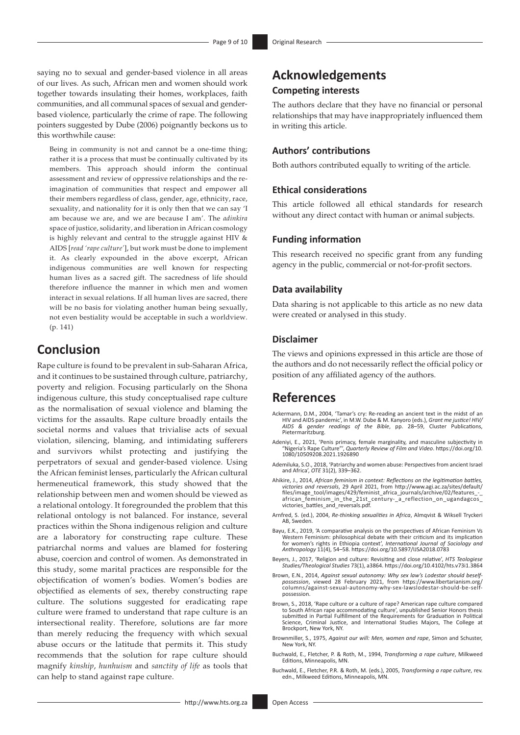saying no to sexual and gender-based violence in all areas of our lives. As such, African men and women should work together towards insulating their homes, workplaces, faith communities, and all communal spaces of sexual and gender-based violence, particularly the crime of rape. The following pointers suggested by Dube (2006) poignantly beckons us to this worthwhile cause:

> Being in community is not and cannot be a one-time thing; rather it is a process that must be continually cultivated by its members. This approach should inform the continual assessment and review of oppressive relationships and the re-imagination of communities that respect and empower all their members regardless of class, gender, age, ethnicity, race, sexuality, and nationality for it is only then that we can say 'I am because we are, and we are because I am'. The *adinkira* space of justice, solidarity, and liberation in African cosmology is highly relevant and central to the struggle against HIV & AIDS [*read 'rape culture'*], but work must be done to implement it. As clearly expounded in the above excerpt, African indigenous communities are well known for respecting human lives as a sacred gift. The sacredness of life should therefore influence the manner in which men and women interact in sexual relations. If all human lives are sacred, there will be no basis for violating another human being sexually, not even bestiality would be acceptable in such a worldview. (p. 141)

## Conclusion

Rape culture is found to be prevalent in sub-Saharan Africa, and it continues to be sustained through culture, patriarchy, poverty and religion. Focusing particularly on the Shona indigenous culture, this study conceptualised rape culture as the normalisation of sexual violence and blaming the victims for the assaults. Rape culture broadly entails the societal norms and values that trivialise acts of sexual violation, silencing, blaming, and intimidating sufferers and survivors whilst protecting and justifying the perpetrators of sexual and gender-based violence. Using the African feminist lenses, particularly the African cultural hermeneutical framework, this study showed that the relationship between men and women should be viewed as a relational ontology. It foregrounded the problem that this relational ontology is not balanced. For instance, several practices within the Shona indigenous religion and culture are a laboratory for constructing rape culture. These patriarchal norms and values are blamed for fostering abuse, coercion and control of women. As demonstrated in this study, some marital practices are responsible for the objectification of women's bodies. Women's bodies are objectified as elements of sex, thereby constructing rape culture. The solutions suggested for eradicating rape culture were framed to understand that rape culture is an intersectional reality. Therefore, solutions are far more than merely reducing the frequency with which sexual abuse occurs or the latitude that permits it. This study recommends that the solution for rape culture should magnify *kinship*, *hunhuism* and *sanctity of life* as tools that can help to stand against rape culture.

## Acknowledgements

### Competing interests

The authors declare that they have no financial or personal relationships that may have inappropriately influenced them in writing this article.

### Authors' contributions

Both authors contributed equally to writing of the article.

### Ethical considerations

This article followed all ethical standards for research without any direct contact with human or animal subjects.

### Funding information

This research received no specific grant from any funding agency in the public, commercial or not-for-profit sectors.

### Data availability

Data sharing is not applicable to this article as no new data were created or analysed in this study.

### Disclaimer

The views and opinions expressed in this article are those of the authors and do not necessarily reflect the official policy or position of any affiliated agency of the authors.

## References

Ackermann, D.M., 2004, 'Tamar's cry: Re-reading an ancient text in the midst of an HIV and AIDS pandemic', in M.W. Dube & M. Kanyoro (eds.), *Grant me justice! HIV/AIDS & gender readings of the Bible*, pp. 28–59, Cluster Publications, Pietermaritzburg.

Adeniyi, E., 2021, 'Penis primacy, female marginality, and masculine subjectivity in "Nigeria's Rape Culture"', *Quarterly Review of Film and Video*. https://doi.org/10.1080/10509208.2021.1926890

Ademiluka, S.O., 2018, 'Patriarchy and women abuse: Perspectives from ancient Israel and Africa', *OTE* 31(2), 339–362.

Ahikire, J., 2014, *African feminism in context: Reflections on the legitimation battles, victories and reversals*, 29 April 2021, from http://www.agi.ac.za/sites/default/files/image_tool/images/429/feminist_africa_journals/archive/02/features_-_african_feminism_in_the_21st_century-_a_reflection_on_ugandagcos_victories_battles_and_reversals.pdf.

Arnfred, S. (ed.), 2004, *Re-thinking sexualities in Africa*, Almqvist & Wiksell Tryckeri AB, Sweden.

Bayu, E.K., 2019, 'A comparative analysis on the perspectives of African Feminism Vs Western Feminism: philosophical debate with their criticism and its implication for women's rights in Ethiopia context', *International Journal of Sociology and Anthropology* 11(4), 54–58. https://doi.org/10.5897/IJSA2018.0783

Beyers, J., 2017, 'Religion and culture: Revisiting and close relative', *HTS Teologiese Studies/Theological Studies* 73(1), a3864. https://doi.org/10.4102/hts.v73i1.3864

Brown, E.N., 2014, *Against sexual autonomy: Why sex law's Lodestar should beself-possession*, viewed 28 February 2021, from https://www.libertarianism.org/columns/against-sexual-autonomy-why-sex-lawslodestar-should-be-self-possession.

Brown, S., 2018, 'Rape culture or a culture of rape? American rape culture compared to South African rape accommodating culture', unpublished Senior Honors thesis submitted in Partial Fulfillment of the Requirements for Graduation in Political Science, Criminal Justice, and International Studies Majors, The College at Brockport, New York, NY.

Brownmiller, S., 1975, *Against our will: Men, women and rape*, Simon and Schuster, New York, NY.

Buchwald, E., Fletcher, P. & Roth, M., 1994, *Transforming a rape culture*, Milkweed Editions, Minneapolis, MN.

Buchwald, E., Fletcher, P.R. & Roth, M. (eds.), 2005, *Transforming a rape culture*, rev. edn., Milkweed Editions, Minneapolis, MN.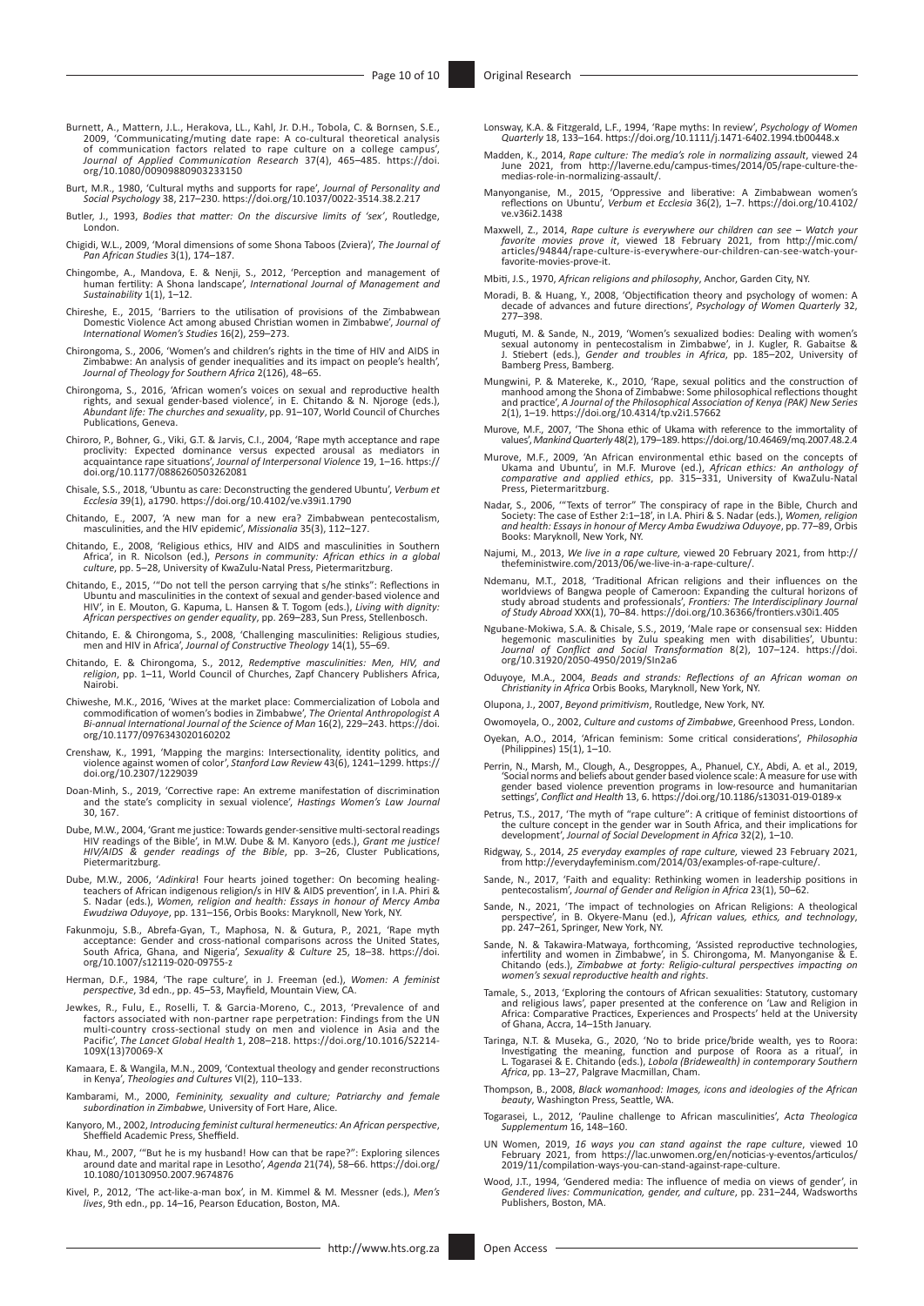Burnett, A., Mattern, J.L., Herakova, LL., Kahl, Jr. D.H., Tobola, C. & Bornsen, S.E., 2009, 'Communicating/muting date rape: A co-cultural theoretical analysis of communication factors related to rape culture on a college campus', *Journal of Applied Communication Research* 37(4), 465–485. https://doi.org/10.1080/00909880903233150

Burt, M.R., 1980, 'Cultural myths and supports for rape', *Journal of Personality and Social Psychology* 38, 217–230. https://doi.org/10.1037/0022-3514.38.2.217

Butler, J., 1993, *Bodies that matter: On the discursive limits of 'sex'*, Routledge, London.

Chigidi, W.L., 2009, 'Moral dimensions of some Shona Taboos (Zviera)', *The Journal of Pan African Studies* 3(1), 174–187.

Chingombe, A., Mandova, E. & Nenji, S., 2012, 'Perception and management of human fertility: A Shona landscape', *International Journal of Management and Sustainability* 1(1), 1–12.

Chireshe, E., 2015, 'Barriers to the utilisation of provisions of the Zimbabwean Domestic Violence Act among abused Christian women in Zimbabwe', *Journal of International Women's Studies* 16(2), 259–273.

Chirongoma, S., 2006, 'Women's and children's rights in the time of HIV and AIDS in Zimbabwe: An analysis of gender inequalities and its impact on people's health', *Journal of Theology for Southern Africa* 2(126), 48–65.

Chirongoma, S., 2016, 'African women's voices on sexual and reproductive health rights, and sexual gender-based violence', in E. Chitando & N. Njoroge (eds.), *Abundant life: The churches and sexuality*, pp. 91–107, World Council of Churches Publications, Geneva.

Chiroro, P., Bohner, G., Viki, G.T. & Jarvis, C.I., 2004, 'Rape myth acceptance and rape proclivity: Expected dominance versus expected arousal as mediators in acquaintance rape situations', *Journal of Interpersonal Violence* 19, 1–16. https://doi.org/10.1177/0886260503262081

Chisale, S.S., 2018, 'Ubuntu as care: Deconstructing the gendered Ubuntu', *Verbum et Ecclesia* 39(1), a1790. https://doi.org/10.4102/ve.v39i1.1790

Chitando, E., 2007, 'A new man for a new era? Zimbabwean pentecostalism, masculinities, and the HIV epidemic', *Missionalia* 35(3), 112–127.

Chitando, E., 2008, 'Religious ethics, HIV and AIDS and masculinities in Southern Africa', in R. Nicolson (ed.), *Persons in community: African ethics in a global culture*, pp. 5–28, University of KwaZulu-Natal Press, Pietermaritzburg.

Chitando, E., 2015, '"Do not tell the person carrying that s/he stinks": Reflections in Ubuntu and masculinities in the context of sexual and gender-based violence and HIV', in E. Mouton, G. Kapuma, L. Hansen & T. Togom (eds.), *Living with dignity: African perspectives on gender equality*, pp. 269–283, Sun Press, Stellenbosch.

Chitando, E. & Chirongoma, S., 2008, 'Challenging masculinities: Religious studies, men and HIV in Africa', *Journal of Constructive Theology* 14(1), 55–69.

Chitando, E. & Chirongoma, S., 2012, *Redemptive masculinities: Men, HIV, and religion*, pp. 1–11, World Council of Churches, Zapf Chancery Publishers Africa, Nairobi.

Chiweshe, M.K., 2016, 'Wives at the market place: Commercialization of Lobola and commodification of women's bodies in Zimbabwe', *The Oriental Anthropologist A Bi-annual International Journal of the Science of Man* 16(2), 229–243. https://doi.org/10.1177/0976343020160202

Crenshaw, K., 1991, 'Mapping the margins: Intersectionality, identity politics, and violence against women of color', *Stanford Law Review* 43(6), 1241–1299. https://doi.org/10.2307/1229039

Doan-Minh, S., 2019, 'Corrective rape: An extreme manifestation of discrimination and the state's complicity in sexual violence', *Hastings Women's Law Journal* 30, 167.

Dube, M.W., 2004, 'Grant me justice: Towards gender-sensitive multi-sectoral readings HIV readings of the Bible', in M.W. Dube & M. Kanyoro (eds.), *Grant me justice! HIV/AIDS & gender readings of the Bible*, pp. 3–26, Cluster Publications, Pietermaritzburg.

Dube, M.W., 2006, '*Adinkira*! Four hearts joined together: On becoming healing-teachers of African indigenous religion/s in HIV & AIDS prevention', in I.A. Phiri & S. Nadar (eds.), *Women, religion and health: Essays in honour of Mercy Amba Ewudziwa Oduyoye*, pp. 131–156, Orbis Books: Maryknoll, New York, NY.

Fakunmoju, S.B., Abrefa-Gyan, T., Maphosa, N. & Gutura, P., 2021, 'Rape myth acceptance: Gender and cross-national comparisons across the United States, South Africa, Ghana, and Nigeria', *Sexuality & Culture* 25, 18–38. https://doi.org/10.1007/s12119-020-09755-z

Herman, D.F., 1984, 'The rape culture', in J. Freeman (ed.), *Women: A feminist perspective*, 3d edn., pp. 45–53, Mayfield, Mountain View, CA.

Jewkes, R., Fulu, E., Roselli, T. & Garcia-Moreno, C., 2013, 'Prevalence of and factors associated with non-partner rape perpetration: Findings from the UN multi-country cross-sectional study on men and violence in Asia and the Pacific', *The Lancet Global Health* 1, 208–218. https://doi.org/10.1016/S2214-109X(13)70069-X

Kamaara, E. & Wangila, M.N., 2009, 'Contextual theology and gender reconstructions in Kenya', *Theologies and Cultures* VI(2), 110–133.

Kambarami, M., 2000, *Femininity, sexuality and culture; Patriarchy and female subordination in Zimbabwe*, University of Fort Hare, Alice.

Kanyoro, M., 2002, *Introducing feminist cultural hermeneutics: An African perspective*, Sheffield Academic Press, Sheffield.

Khau, M., 2007, '"But he is my husband! How can that be rape?": Exploring silences around date and marital rape in Lesotho', *Agenda* 21(74), 58–66. https://doi.org/10.1080/10130950.2007.9674876

Kivel, P., 2012, 'The act-like-a-man box', in M. Kimmel & M. Messner (eds.), *Men's lives*, 9th edn., pp. 14–16, Pearson Education, Boston, MA.

Lonsway, K.A. & Fitzgerald, L.F., 1994, 'Rape myths: In review', *Psychology of Women Quarterly* 18, 133–164. https://doi.org/10.1111/j.1471-6402.1994.tb00448.x

Madden, K., 2014, *Rape culture: The media's role in normalizing assault*, viewed 24 June 2021, from http://laverne.edu/campus-times/2014/05/rape-culture-the-medias-role-in-normalizing-assault/.

Manyonganise, M., 2015, 'Oppressive and liberative: A Zimbabwean women's reflections on Ubuntu', *Verbum et Ecclesia* 36(2), 1–7. https://doi.org/10.4102/ve.v36i2.1438

Maxwell, Z., 2014, *Rape culture is everywhere our children can see – Watch your favorite movies prove it*, viewed 18 February 2021, from http://mic.com/articles/94844/rape-culture-is-everywhere-our-children-can-see-watch-your-favorite-movies-prove-it.

Mbiti, J.S., 1970, *African religions and philosophy*, Anchor, Garden City, NY.

Moradi, B. & Huang, Y., 2008, 'Objectification theory and psychology of women: A decade of advances and future directions', *Psychology of Women Quarterly* 32, 277–398.

Muguti, M. & Sande, N., 2019, 'Women's sexualized bodies: Dealing with women's sexual autonomy in pentecostalism in Zimbabwe', in J. Kugler, R. Gabaitse & J. Stiebert (eds.), *Gender and troubles in Africa*, pp. 185–202, University of Bamberg Press, Bamberg.

Mungwini, P. & Matereke, K., 2010, 'Rape, sexual politics and the construction of manhood among the Shona of Zimbabwe: Some philosophical reflections thought and practice', *A Journal of the Philosophical Association of Kenya (PAK) New Series* 2(1), 1–19. https://doi.org/10.4314/tp.v2i1.57662

Murove, M.F., 2007, 'The Shona ethic of Ukama with reference to the immortality of values', *Mankind Quarterly* 48(2), 179–189. https://doi.org/10.46469/mq.2007.48.2.4

Murove, M.F., 2009, 'An African environmental ethic based on the concepts of Ukama and Ubuntu', in M.F. Murove (ed.), *African ethics: An anthology of comparative and applied ethics*, pp. 315–331, University of KwaZulu-Natal Press, Pietermaritzburg.

Nadar, S., 2006, '"Texts of terror" The conspiracy of rape in the Bible, Church and Society: The case of Esther 2:1–18', in I.A. Phiri & S. Nadar (eds.), *Women, religion and health: Essays in honour of Mercy Amba Ewudziwa Oduyoye*, pp. 77–89, Orbis Books: Maryknoll, New York, NY.

Najumi, M., 2013, *We live in a rape culture*, viewed 20 February 2021, from http://thefeministwire.com/2013/06/we-live-in-a-rape-culture/.

Ndemanu, M.T., 2018, 'Traditional African religions and their influences on the worldviews of Bangwa people of Cameroon: Expanding the cultural horizons of study abroad students and professionals', *Frontiers: The Interdisciplinary Journal of Study Abroad* XXX(1), 70–84. https://doi.org/10.36366/frontiers.v30i1.405

Ngubane-Mokiwa, S.A. & Chisale, S.S., 2019, 'Male rape or consensual sex: Hidden hegemonic masculinities by Zulu speaking men with disabilities', Ubuntu: *Journal of Conflict and Social Transformation* 8(2), 107–124. https://doi.org/10.31920/2050-4950/2019/SIn2a6

Oduyoye, M.A., 2004, *Beads and strands: Reflections of an African woman on Christianity in Africa* Orbis Books, Maryknoll, New York, NY.

Olupona, J., 2007, *Beyond primitivism*, Routledge, New York, NY.

Owomoyela, O., 2002, *Culture and customs of Zimbabwe*, Greenhood Press, London.

Oyekan, A.O., 2014, 'African feminism: Some critical considerations', *Philosophia* (Philippines) 15(1), 1–10.

Perrin, N., Marsh, M., Clough, A., Desgroppes, A., Phanuel, C.Y., Abdi, A. et al., 2019, 'Social norms and beliefs about gender based violence scale: A measure for use with gender based violence prevention programs in low-resource and humanitarian settings', *Conflict and Health* 13, 6. https://doi.org/10.1186/s13031-019-0189-x

Petrus, T.S., 2017, 'The myth of "rape culture": A critique of feminist distoortions of the culture concept in the gender war in South Africa, and their implications for development', *Journal of Social Development in Africa* 32(2), 1–10.

Ridgway, S., 2014, *25 everyday examples of rape culture*, viewed 23 February 2021, from http://everydayfeminism.com/2014/03/examples-of-rape-culture/.

Sande, N., 2017, 'Faith and equality: Rethinking women in leadership positions in pentecostalism', *Journal of Gender and Religion in Africa* 23(1), 50–62.

Sande, N., 2021, 'The impact of technologies on African Religions: A theological perspective', in B. Okyere-Manu (ed.), *African values, ethics, and technology*, pp. 247–261, Springer, New York, NY.

Sande, N. & Takawira-Matwaya, forthcoming, 'Assisted reproductive technologies, infertility and women in Zimbabwe', in S. Chirongoma, M. Manyonganise & E. Chitando (eds.), *Zimbabwe at forty: Religio-cultural perspectives impacting on women's sexual reproductive health and rights*.

Tamale, S., 2013, 'Exploring the contours of African sexualities: Statutory, customary and religious laws', paper presented at the conference on 'Law and Religion in Africa: Comparative Practices, Experiences and Prospects' held at the University of Ghana, Accra, 14–15th January.

Taringa, N.T. & Museka, G., 2020, 'No to bride price/bride wealth, yes to Roora: Investigating the meaning, function and purpose of Roora as a ritual', in L. Togarasei & E. Chitando (eds.), *Lobola (Bridewealth) in contemporary Southern Africa*, pp. 13–27, Palgrave Macmillan, Cham.

Thompson, B., 2008, *Black womanhood: Images, icons and ideologies of the African beauty*, Washington Press, Seattle, WA.

Togarasei, L., 2012, 'Pauline challenge to African masculinities', *Acta Theologica Supplementum* 16, 148–160.

UN Women, 2019, *16 ways you can stand against the rape culture*, viewed 10 February 2021, from https://lac.unwomen.org/en/noticias-y-eventos/articulos/2019/11/compilation-ways-you-can-stand-against-rape-culture.

Wood, J.T., 1994, 'Gendered media: The influence of media on views of gender', in *Gendered lives: Communication, gender, and culture*, pp. 231–244, Wadsworths Publishers, Boston, MA.